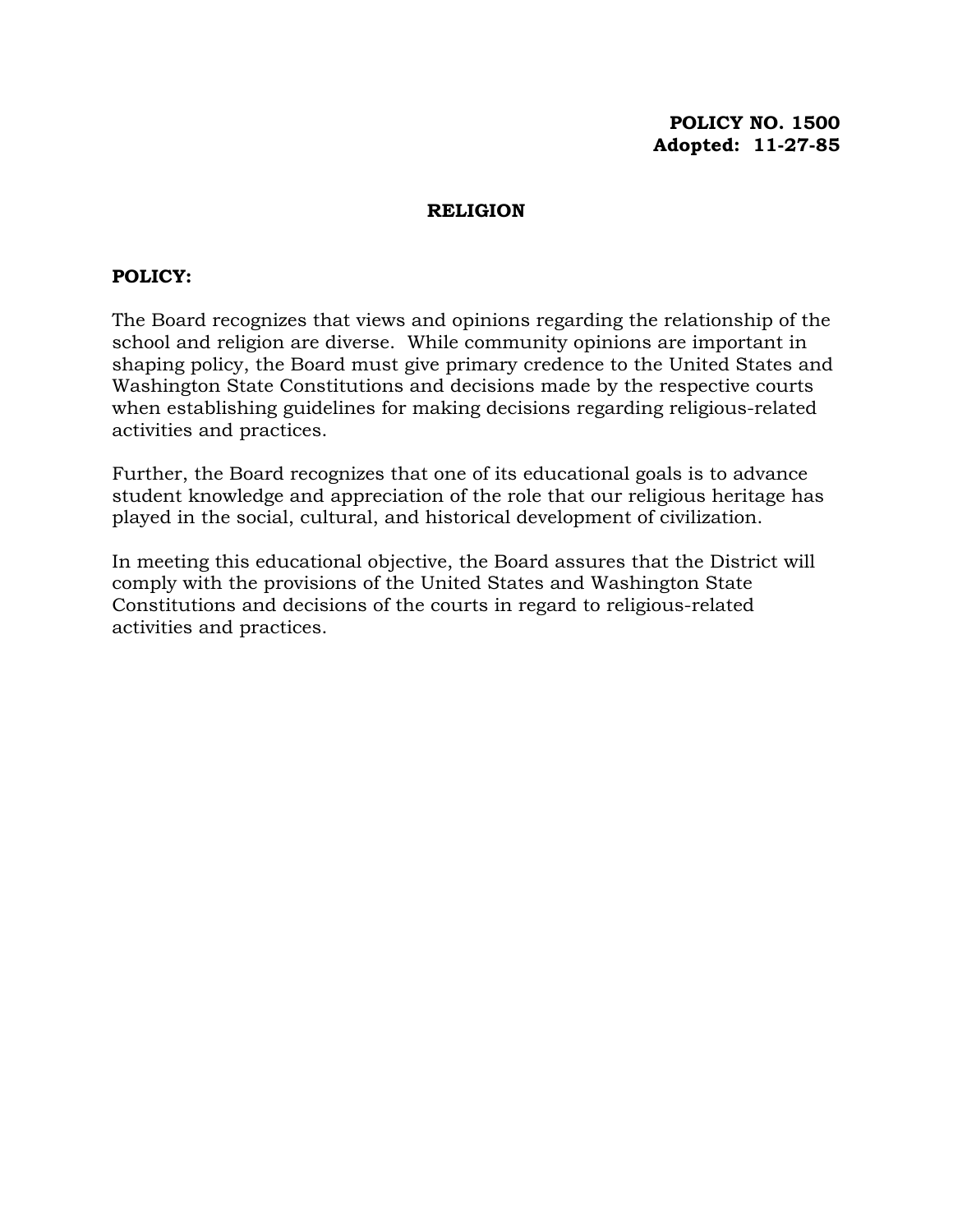**POLICY NO. 1500**
**Adopted: 11-27-85**

# RELIGION

**POLICY:**

The Board recognizes that views and opinions regarding the relationship of the school and religion are diverse. While community opinions are important in shaping policy, the Board must give primary credence to the United States and Washington State Constitutions and decisions made by the respective courts when establishing guidelines for making decisions regarding religious-related activities and practices.

Further, the Board recognizes that one of its educational goals is to advance student knowledge and appreciation of the role that our religious heritage has played in the social, cultural, and historical development of civilization.

In meeting this educational objective, the Board assures that the District will comply with the provisions of the United States and Washington State Constitutions and decisions of the courts in regard to religious-related activities and practices.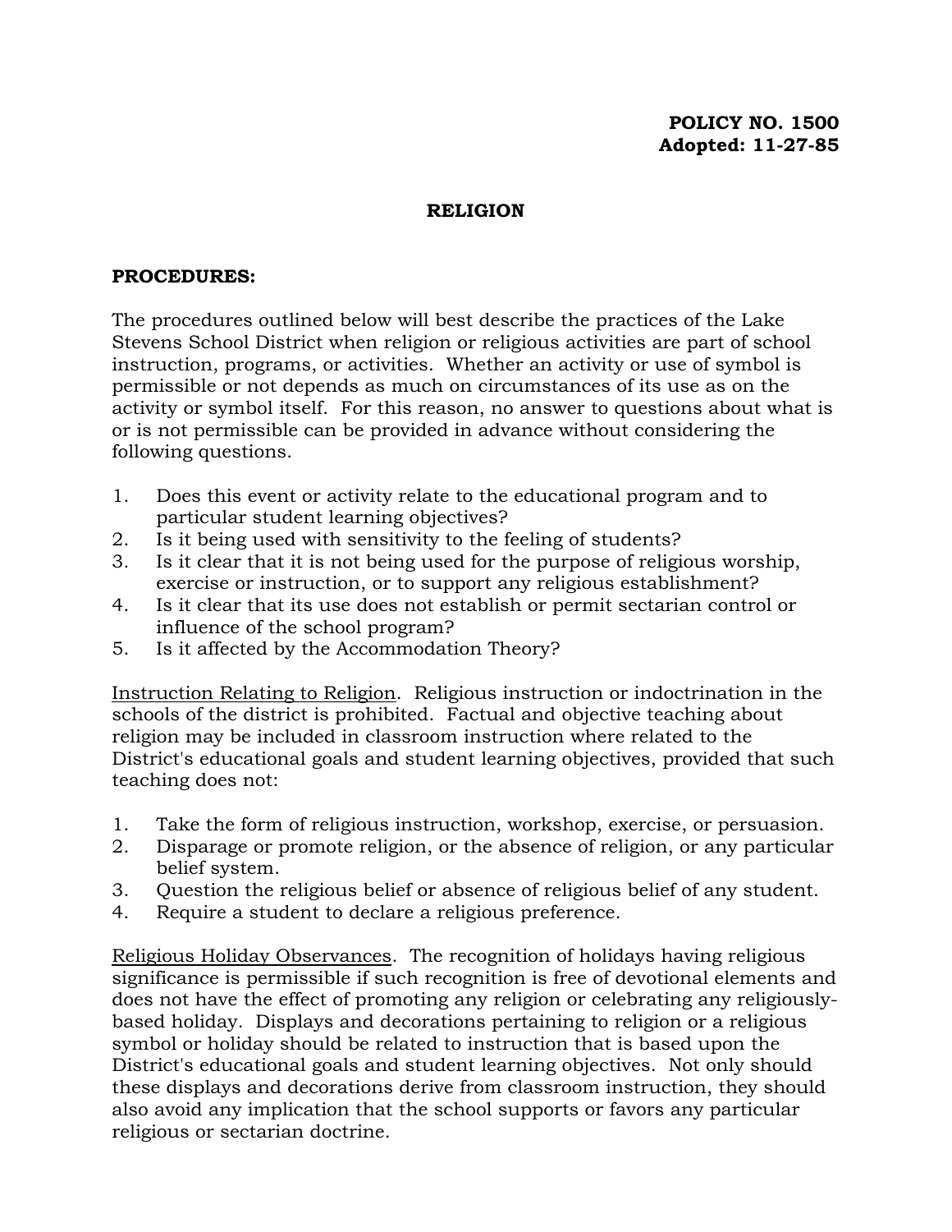**POLICY NO. 1500**
**Adopted: 11-27-85**

# RELIGION

## PROCEDURES:

The procedures outlined below will best describe the practices of the Lake Stevens School District when religion or religious activities are part of school instruction, programs, or activities. Whether an activity or use of symbol is permissible or not depends as much on circumstances of its use as on the activity or symbol itself. For this reason, no answer to questions about what is or is not permissible can be provided in advance without considering the following questions.

1. Does this event or activity relate to the educational program and to particular student learning objectives?
2. Is it being used with sensitivity to the feeling of students?
3. Is it clear that it is not being used for the purpose of religious worship, exercise or instruction, or to support any religious establishment?
4. Is it clear that its use does not establish or permit sectarian control or influence of the school program?
5. Is it affected by the Accommodation Theory?

<u>Instruction Relating to Religion</u>. Religious instruction or indoctrination in the schools of the district is prohibited. Factual and objective teaching about religion may be included in classroom instruction where related to the District's educational goals and student learning objectives, provided that such teaching does not:

1. Take the form of religious instruction, workshop, exercise, or persuasion.
2. Disparage or promote religion, or the absence of religion, or any particular belief system.
3. Question the religious belief or absence of religious belief of any student.
4. Require a student to declare a religious preference.

<u>Religious Holiday Observances</u>. The recognition of holidays having religious significance is permissible if such recognition is free of devotional elements and does not have the effect of promoting any religion or celebrating any religiously-based holiday. Displays and decorations pertaining to religion or a religious symbol or holiday should be related to instruction that is based upon the District's educational goals and student learning objectives. Not only should these displays and decorations derive from classroom instruction, they should also avoid any implication that the school supports or favors any particular religious or sectarian doctrine.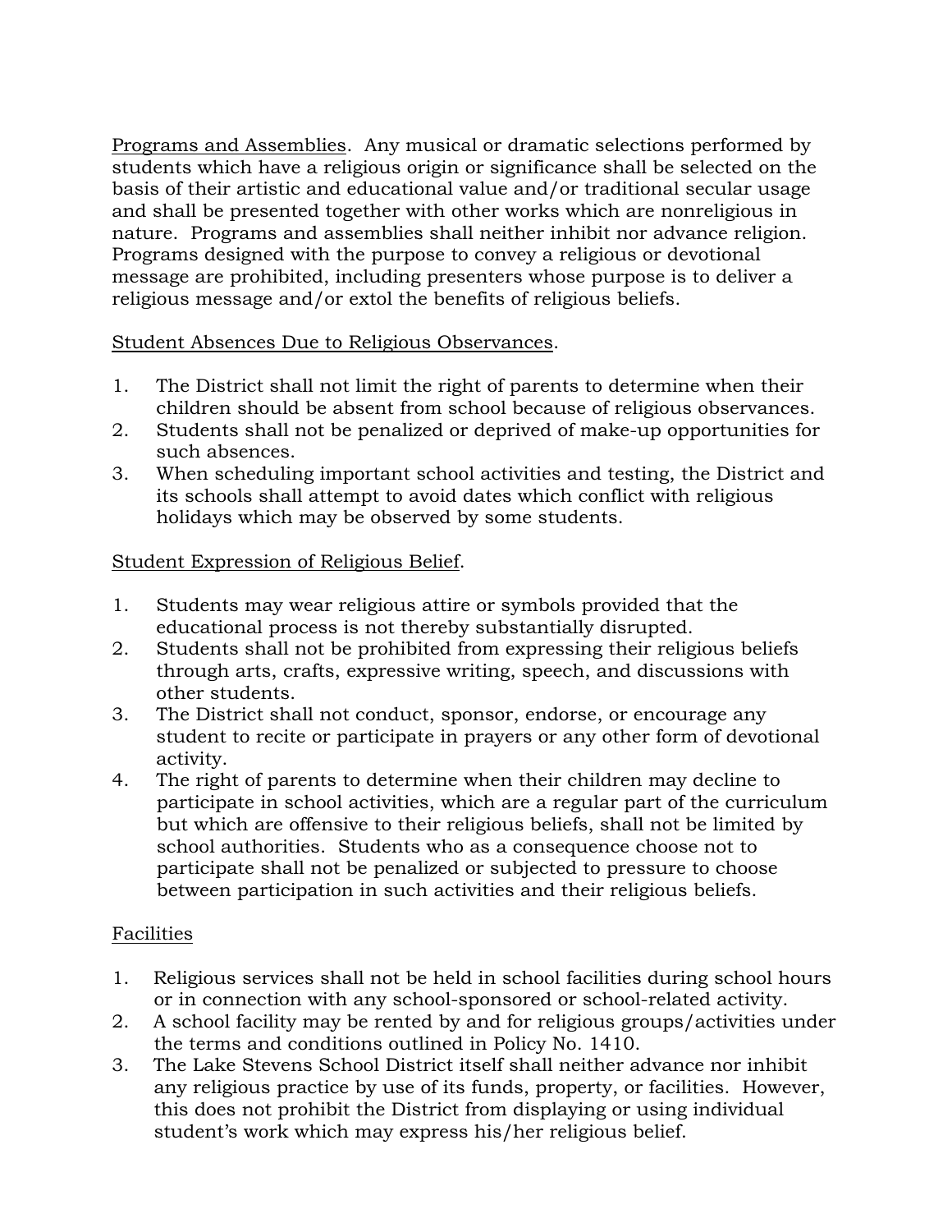Programs and Assemblies. Any musical or dramatic selections performed by students which have a religious origin or significance shall be selected on the basis of their artistic and educational value and/or traditional secular usage and shall be presented together with other works which are nonreligious in nature. Programs and assemblies shall neither inhibit nor advance religion. Programs designed with the purpose to convey a religious or devotional message are prohibited, including presenters whose purpose is to deliver a religious message and/or extol the benefits of religious beliefs.

Student Absences Due to Religious Observances.

1. The District shall not limit the right of parents to determine when their children should be absent from school because of religious observances.
2. Students shall not be penalized or deprived of make-up opportunities for such absences.
3. When scheduling important school activities and testing, the District and its schools shall attempt to avoid dates which conflict with religious holidays which may be observed by some students.

Student Expression of Religious Belief.

1. Students may wear religious attire or symbols provided that the educational process is not thereby substantially disrupted.
2. Students shall not be prohibited from expressing their religious beliefs through arts, crafts, expressive writing, speech, and discussions with other students.
3. The District shall not conduct, sponsor, endorse, or encourage any student to recite or participate in prayers or any other form of devotional activity.
4. The right of parents to determine when their children may decline to participate in school activities, which are a regular part of the curriculum but which are offensive to their religious beliefs, shall not be limited by school authorities. Students who as a consequence choose not to participate shall not be penalized or subjected to pressure to choose between participation in such activities and their religious beliefs.

Facilities

1. Religious services shall not be held in school facilities during school hours or in connection with any school-sponsored or school-related activity.
2. A school facility may be rented by and for religious groups/activities under the terms and conditions outlined in Policy No. 1410.
3. The Lake Stevens School District itself shall neither advance nor inhibit any religious practice by use of its funds, property, or facilities. However, this does not prohibit the District from displaying or using individual student's work which may express his/her religious belief.